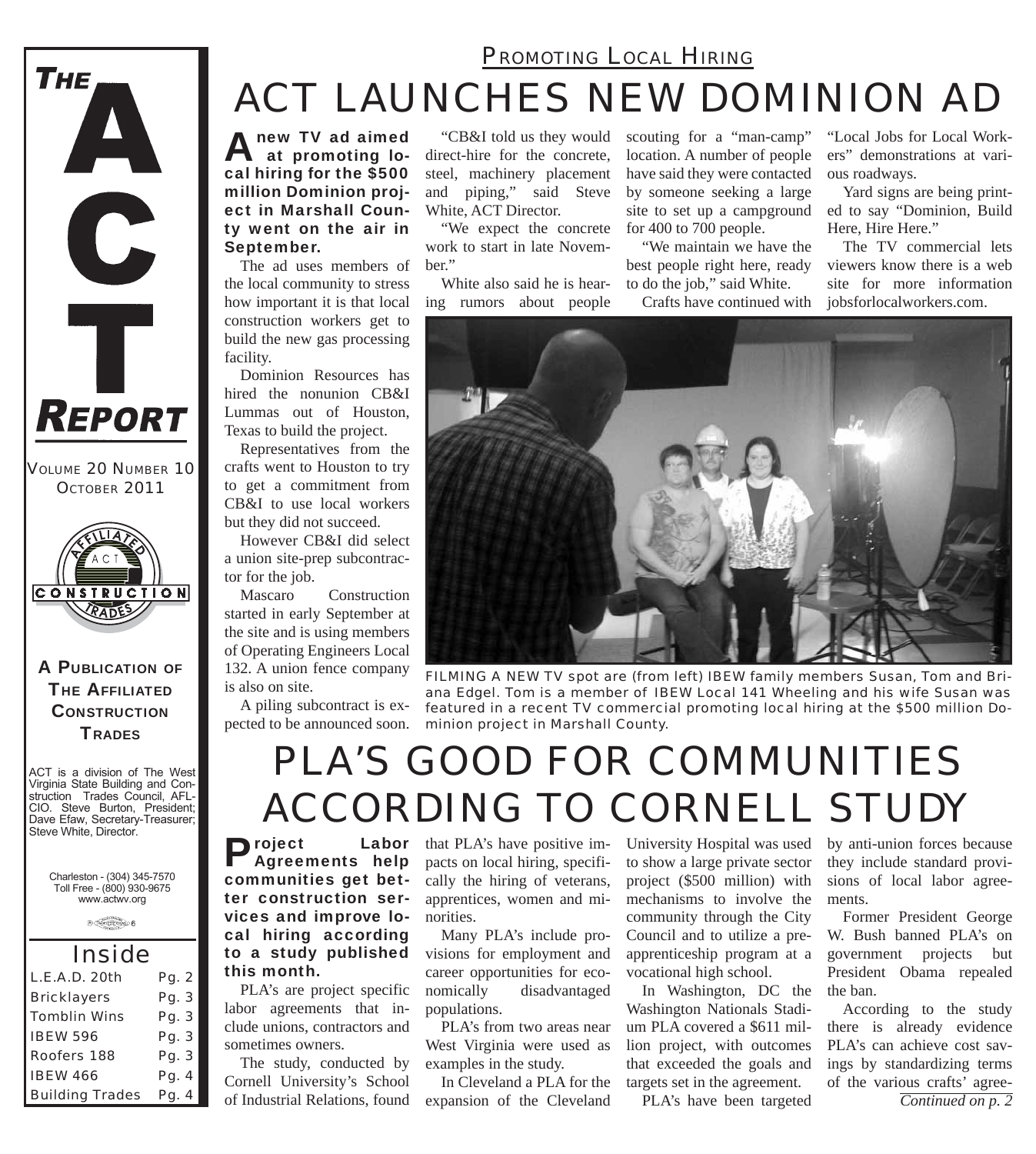# THE ACT REPORT

VOLUME 20 NUMBER 10
OCTOBER 2011

**A PUBLICATION OF THE AFFILIATED CONSTRUCTION TRADES**

ACT is a division of The West Virginia State Building and Construction Trades Council, AFL-CIO. Steve Burton, President; Dave Efaw, Secretary-Treasurer; Steve White, Director.

Charleston - (304) 345-7570
Toll Free - (800) 930-9675
www.actwv.org

## Inside

| | |
|---|---|
| L.E.A.D. 20th | Pg. 2 |
| Bricklayers | Pg. 3 |
| Tomblin Wins | Pg. 3 |
| IBEW 596 | Pg. 3 |
| Roofers 188 | Pg. 3 |
| IBEW 466 | Pg. 4 |
| Building Trades | Pg. 4 |

PROMOTING LOCAL HIRING

# ACT LAUNCHES NEW DOMINION AD

**A new TV ad aimed at promoting local hiring for the $500 million Dominion project in Marshall County went on the air in September.**

The ad uses members of the local community to stress how important it is that local construction workers get to build the new gas processing facility.

Dominion Resources has hired the nonunion CB&I Lummas out of Houston, Texas to build the project.

Representatives from the crafts went to Houston to try to get a commitment from CB&I to use local workers but they did not succeed.

However CB&I did select a union site-prep subcontractor for the job.

Mascaro Construction started in early September at the site and is using members of Operating Engineers Local 132. A union fence company is also on site.

A piling subcontract is expected to be announced soon.

"CB&I told us they would direct-hire for the concrete, steel, machinery placement and piping," said Steve White, ACT Director.

"We expect the concrete work to start in late November."

White also said he is hearing rumors about people scouting for a "man-camp" location. A number of people have said they were contacted by someone seeking a large site to set up a campground for 400 to 700 people.

"We maintain we have the best people right here, ready to do the job," said White.

Crafts have continued with "Local Jobs for Local Workers" demonstrations at various roadways.

Yard signs are being printed to say "Dominion, Build Here, Hire Here."

The TV commercial lets viewers know there is a web site for more information jobsforlocalworkers.com.

FILMING A NEW TV spot are (from left) IBEW family members Susan, Tom and Briana Edgel. Tom is a member of IBEW Local 141 Wheeling and his wife Susan was featured in a recent TV commercial promoting local hiring at the $500 million Dominion project in Marshall County.

# PLA'S GOOD FOR COMMUNITIES ACCORDING TO CORNELL STUDY

**Project Labor Agreements help communities get better construction services and improve local hiring according to a study published this month.**

PLA's are project specific labor agreements that include unions, contractors and sometimes owners.

The study, conducted by Cornell University's School of Industrial Relations, found that PLA's have positive impacts on local hiring, specifically the hiring of veterans, apprentices, women and minorities.

Many PLA's include provisions for employment and career opportunities for economically disadvantaged populations.

PLA's from two areas near West Virginia were used as examples in the study.

In Cleveland a PLA for the expansion of the Cleveland University Hospital was used to show a large private sector project ($500 million) with mechanisms to involve the community through the City Council and to utilize a pre-apprenticeship program at a vocational high school.

In Washington, DC the Washington Nationals Stadium PLA covered a $611 million project, with outcomes that exceeded the goals and targets set in the agreement.

PLA's have been targeted by anti-union forces because they include standard provisions of local labor agreements.

Former President George W. Bush banned PLA's on government projects but President Obama repealed the ban.

According to the study there is already evidence PLA's can achieve cost savings by standardizing terms of the various crafts' agree-

*Continued on p. 2*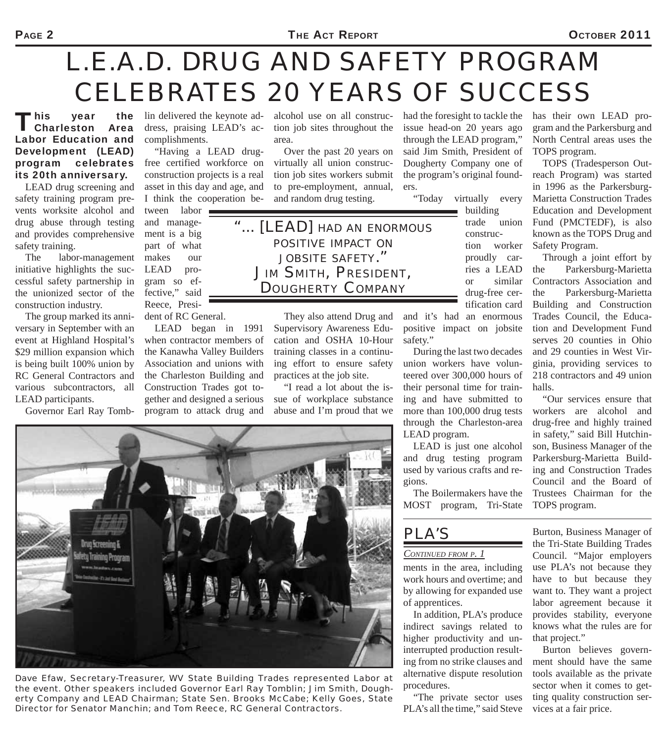# L.E.A.D. DRUG AND SAFETY PROGRAM CELEBRATES 20 YEARS OF SUCCESS

**This year the Charleston Area Labor Education and Development (LEAD) program celebrates its 20th anniversary.**

LEAD drug screening and safety training program prevents worksite alcohol and drug abuse through testing and provides comprehensive safety training.

The labor-management initiative highlights the successful safety partnership in the unionized sector of the construction industry.

The group marked its anniversary in September with an event at Highland Hospital's $29 million expansion which is being built 100% union by RC General Contractors and various subcontractors, all LEAD participants.

Governor Earl Ray Tomblin delivered the keynote address, praising LEAD's accomplishments.

"Having a LEAD drug-free certified workforce on construction projects is a real asset in this day and age, and I think the cooperation between labor and management is a big part of what makes our LEAD program so effective," said Reece, President of RC General.

LEAD began in 1991 when contractor members of the Kanawha Valley Builders Association and unions with the Charleston Building and Construction Trades got together and designed a serious program to attack drug and alcohol use on all construction job sites throughout the area.

Over the past 20 years on virtually all union construction job sites workers submit to pre-employment, annual, and random drug testing.

> "... [LEAD] HAD AN ENORMOUS POSITIVE IMPACT ON JOBSITE SAFETY."
> JIM SMITH, PRESIDENT, DOUGHERTY COMPANY

They also attend Drug and Supervisory Awareness Education and OSHA 10-Hour training classes in a continuing effort to ensure safety practices at the job site.

"I read a lot about the issue of workplace substance abuse and I'm proud that we had the foresight to tackle the issue head-on 20 years ago through the LEAD program," said Jim Smith, President of Dougherty Company one of the program's original founders.

"Today virtually every building trade union construction worker proudly carries a LEAD or similar drug-free certification card and it's had an enormous positive impact on jobsite safety."

During the last two decades union workers have volunteered over 300,000 hours of their personal time for training and have submitted to more than 100,000 drug tests through the Charleston-area LEAD program.

LEAD is just one alcohol and drug testing program used by various crafts and regions.

The Boilermakers have the MOST program, Tri-State has their own LEAD program and the Parkersburg and North Central areas uses the TOPS program.

TOPS (Tradesperson Outreach Program) was started in 1996 as the Parkersburg-Marietta Construction Trades Education and Development Fund (PMCTEDF), is also known as the TOPS Drug and Safety Program.

Through a joint effort by the Parkersburg-Marietta Contractors Association and the Parkersburg-Marietta Building and Construction Trades Council, the Education and Development Fund serves 20 counties in Ohio and 29 counties in West Virginia, providing services to 218 contractors and 49 union halls.

"Our services ensure that workers are alcohol and drug-free and highly trained in safety," said Bill Hutchinson, Business Manager of the Parkersburg-Marietta Building and Construction Trades Council and the Board of Trustees Chairman for the TOPS program.

Dave Efaw, Secretary-Treasurer, WV State Building Trades represented Labor at the event. Other speakers included Governor Earl Ray Tomblin; Jim Smith, Dougherty Company and LEAD Chairman; State Sen. Brooks McCabe; Kelly Goes, State Director for Senator Manchin; and Tom Reece, RC General Contractors.

## PLA'S

*CONTINUED FROM P. 1*

ments in the area, including work hours and overtime; and by allowing for expanded use of apprentices.

In addition, PLA's produce indirect savings related to higher productivity and uninterrupted production resulting from no strike clauses and alternative dispute resolution procedures.

"The private sector uses PLA's all the time," said Steve Burton, Business Manager of the Tri-State Building Trades Council. "Major employers use PLA's not because they have to but because they want to. They want a project labor agreement because it provides stability, everyone knows what the rules are for that project."

Burton believes government should have the same tools available as the private sector when it comes to getting quality construction services at a fair price.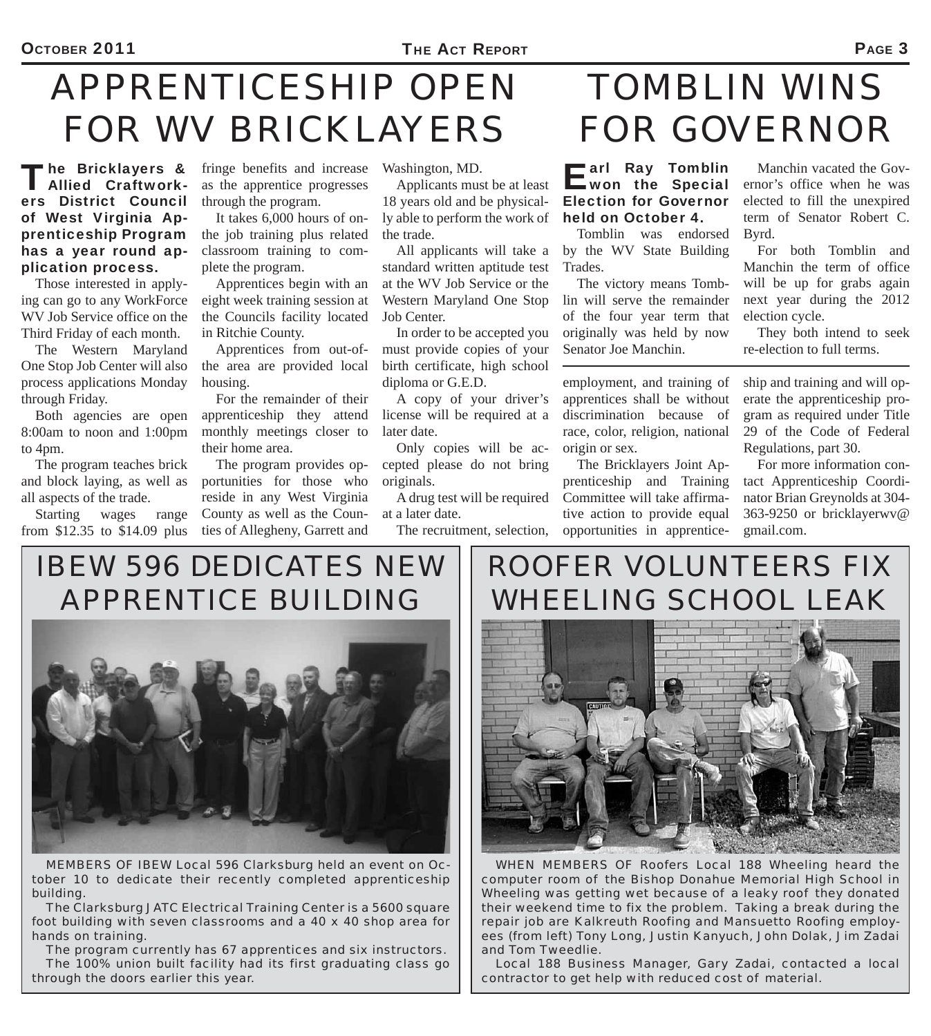# APPRENTICESHIP OPEN FOR WV BRICKLAYERS

**The Bricklayers & Allied Craftworkers District Council of West Virginia Apprenticeship Program has a year round application process.**

Those interested in applying can go to any WorkForce WV Job Service office on the Third Friday of each month.

The Western Maryland One Stop Job Center will also process applications Monday through Friday.

Both agencies are open 8:00am to noon and 1:00pm to 4pm.

The program teaches brick and block laying, as well as all aspects of the trade.

Starting wages range from $12.35 to $14.09 plus fringe benefits and increase as the apprentice progresses through the program.

It takes 6,000 hours of on-the job training plus related classroom training to complete the program.

Apprentices begin with an eight week training session at the Councils facility located in Ritchie County.

Apprentices from out-of-the area are provided local housing.

For the remainder of their apprenticeship they attend monthly meetings closer to their home area.

The program provides opportunities for those who reside in any West Virginia County as well as the Counties of Allegheny, Garrett and Washington, MD.

Applicants must be at least 18 years old and be physically able to perform the work of the trade.

All applicants will take a standard written aptitude test at the WV Job Service or the Western Maryland One Stop Job Center.

In order to be accepted you must provide copies of your birth certificate, high school diploma or G.E.D.

A copy of your driver's license will be required at a later date.

Only copies will be accepted please do not bring originals.

A drug test will be required at a later date.

The recruitment, selection, employment, and training of apprentices shall be without discrimination because of race, color, religion, national origin or sex.

The Bricklayers Joint Apprenticeship and Training Committee will take affirmative action to provide equal opportunities in apprenticeship and training and will operate the apprenticeship program as required under Title 29 of the Code of Federal Regulations, part 30.

For more information contact Apprenticeship Coordinator Brian Greynolds at 304-363-9250 or bricklayerwv@gmail.com.

# TOMBLIN WINS FOR GOVERNOR

**Earl Ray Tomblin won the Special Election for Governor held on October 4.**

Tomblin was endorsed by the WV State Building Trades.

The victory means Tomblin will serve the remainder of the four year term that originally was held by now Senator Joe Manchin.

Manchin vacated the Governor's office when he was elected to fill the unexpired term of Senator Robert C. Byrd.

For both Tomblin and Manchin the term of office will be up for grabs again next year during the 2012 election cycle.

They both intend to seek re-election to full terms.

# IBEW 596 DEDICATES NEW APPRENTICE BUILDING

MEMBERS OF IBEW Local 596 Clarksburg held an event on October 10 to dedicate their recently completed apprenticeship building.

The Clarksburg JATC Electrical Training Center is a 5600 square foot building with seven classrooms and a 40 x 40 shop area for hands on training.

The program currently has 67 apprentices and six instructors.

The 100% union built facility had its first graduating class go through the doors earlier this year.

# ROOFER VOLUNTEERS FIX WHEELING SCHOOL LEAK

WHEN MEMBERS OF Roofers Local 188 Wheeling heard the computer room of the Bishop Donahue Memorial High School in Wheeling was getting wet because of a leaky roof they donated their weekend time to fix the problem. Taking a break during the repair job are Kalkreuth Roofing and Mansuetto Roofing employees (from left) Tony Long, Justin Kanyuch, John Dolak, Jim Zadai and Tom Tweedlie.

Local 188 Business Manager, Gary Zadai, contacted a local contractor to get help with reduced cost of material.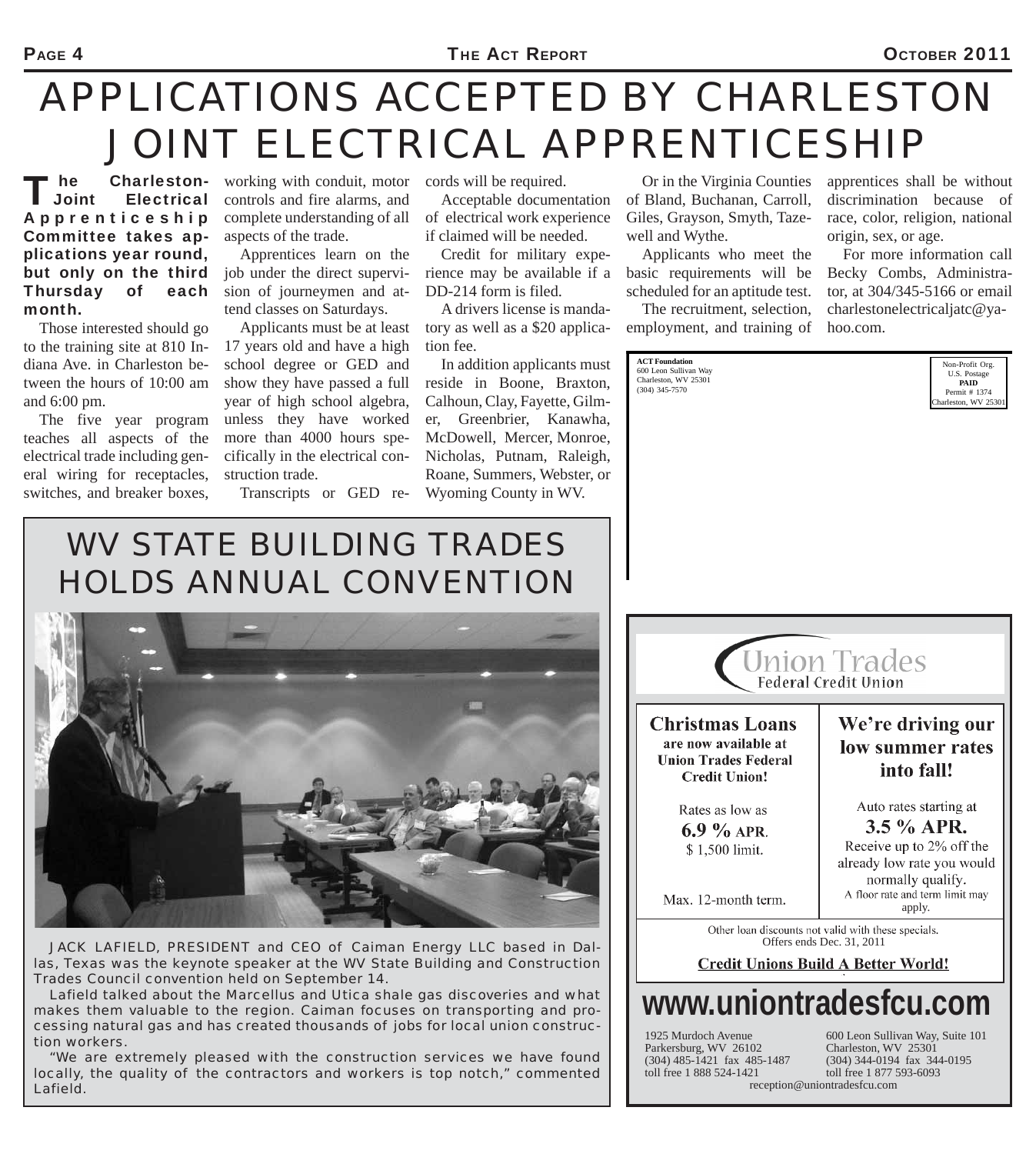# APPLICATIONS ACCEPTED BY CHARLESTON JOINT ELECTRICAL APPRENTICESHIP

**The Charleston-Joint Electrical Apprenticeship Committee takes applications year round, but only on the third Thursday of each month.**

Those interested should go to the training site at 810 Indiana Ave. in Charleston between the hours of 10:00 am and 6:00 pm.

The five year program teaches all aspects of the electrical trade including general wiring for receptacles, switches, and breaker boxes, working with conduit, motor controls and fire alarms, and complete understanding of all aspects of the trade.

Apprentices learn on the job under the direct supervision of journeymen and attend classes on Saturdays.

Applicants must be at least 17 years old and have a high school degree or GED and show they have passed a full year of high school algebra, unless they have worked more than 4000 hours specifically in the electrical construction trade.

Transcripts or GED records will be required.

Acceptable documentation of electrical work experience if claimed will be needed.

Credit for military experience may be available if a DD-214 form is filed.

A drivers license is mandatory as well as a $20 application fee.

In addition applicants must reside in Boone, Braxton, Calhoun, Clay, Fayette, Gilmer, Greenbrier, Kanawha, McDowell, Mercer, Monroe, Nicholas, Putnam, Raleigh, Roane, Summers, Webster, or Wyoming County in WV.

Or in the Virginia Counties of Bland, Buchanan, Carroll, Giles, Grayson, Smyth, Tazewell and Wythe.

Applicants who meet the basic requirements will be scheduled for an aptitude test.

The recruitment, selection, employment, and training of apprentices shall be without discrimination because of race, color, religion, national origin, sex, or age.

For more information call Becky Combs, Administrator, at 304/345-5166 or email charlestonelectricaljatc@yahoo.com.

**ACT Foundation**
600 Leon Sullivan Way
Charleston, WV 25301
(304) 345-7570

Non-Profit Org.
U.S. Postage
**PAID**
Permit # 1374
Charleston, WV 25301

# WV STATE BUILDING TRADES HOLDS ANNUAL CONVENTION

JACK LAFIELD, PRESIDENT and CEO of Caiman Energy LLC based in Dallas, Texas was the keynote speaker at the WV State Building and Construction Trades Council convention held on September 14.

Lafield talked about the Marcellus and Utica shale gas discoveries and what makes them valuable to the region. Caiman focuses on transporting and processing natural gas and has created thousands of jobs for local union construction workers.

"We are extremely pleased with the construction services we have found locally, the quality of the contractors and workers is top notch," commented Lafield.

**Union Trades Federal Credit Union**

**Christmas Loans are now available at Union Trades Federal Credit Union!**

Rates as low as
**6.9 % APR.**
$ 1,500 limit.

Max. 12-month term.

**We're driving our low summer rates into fall!**

Auto rates starting at
**3.5 % APR.**
Receive up to 2% off the already low rate you would normally qualify.
A floor rate and term limit may apply.

Other loan discounts not valid with these specials.
Offers ends Dec. 31, 2011

**Credit Unions Build A Better World!**

**www.uniontradesfcu.com**

1925 Murdoch Avenue
Parkersburg, WV 26102
(304) 485-1421 fax 485-1487
toll free 1 888 524-1421

600 Leon Sullivan Way, Suite 101
Charleston, WV 25301
(304) 344-0194 fax 344-0195
toll free 1 877 593-6093

reception@uniontradesfcu.com